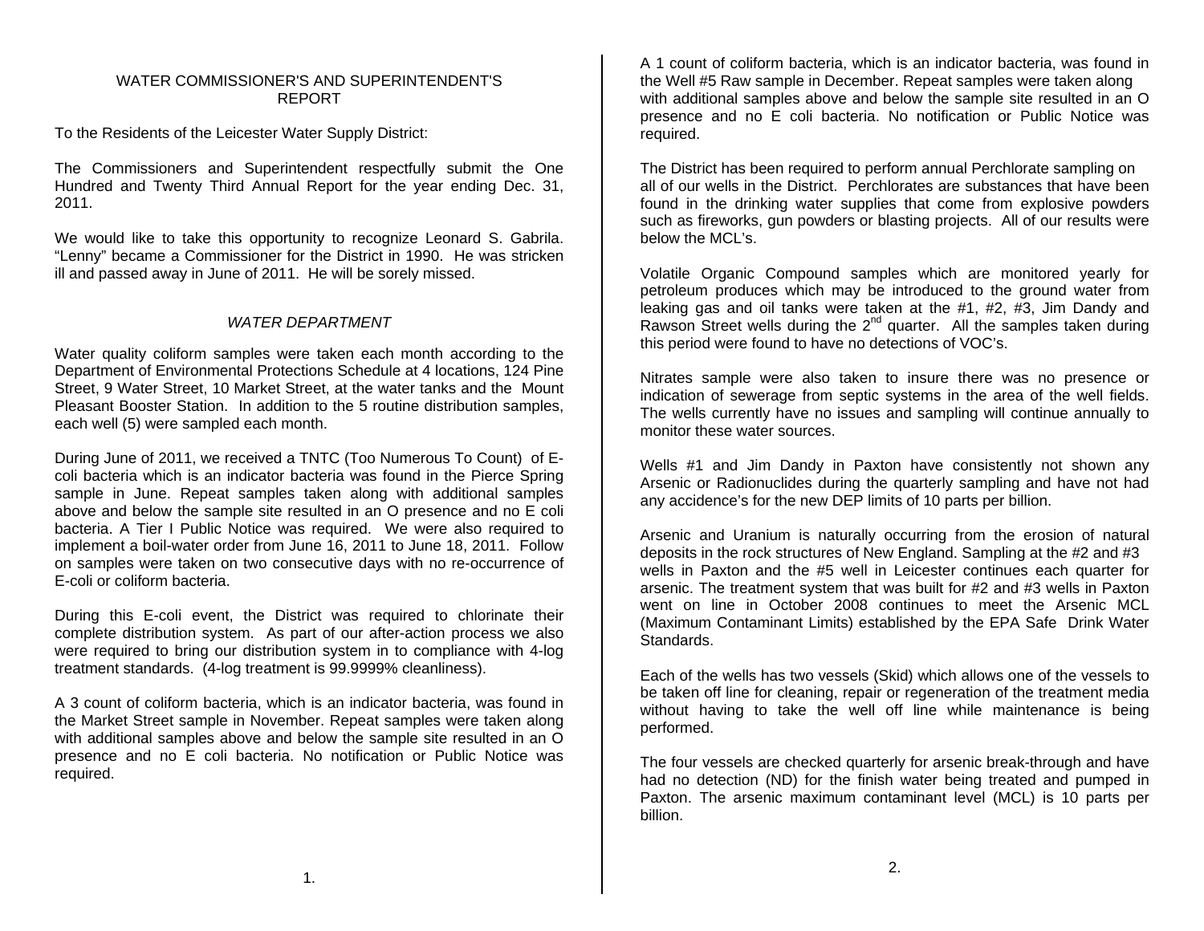# WATER COMMISSIONER'S AND SUPERINTENDENT'S REPORT

To the Residents of the Leicester Water Supply District:

The Commissioners and Superintendent respectfully submit the One Hundred and Twenty Third Annual Report for the year ending Dec. 31, 2011.

We would like to take this opportunity to recognize Leonard S. Gabrila. "Lenny" became a Commissioner for the District in 1990. He was stricken ill and passed away in June of 2011. He will be sorely missed.

## *WATER DEPARTMENT*

Water quality coliform samples were taken each month according to the Department of Environmental Protections Schedule at 4 locations, 124 Pine Street, 9 Water Street, 10 Market Street, at the water tanks and the Mount Pleasant Booster Station. In addition to the 5 routine distribution samples, each well (5) were sampled each month.

During June of 2011, we received a TNTC (Too Numerous To Count) of E-coli bacteria which is an indicator bacteria was found in the Pierce Spring sample in June. Repeat samples taken along with additional samples above and below the sample site resulted in an O presence and no E coli bacteria. A Tier I Public Notice was required. We were also required to implement a boil-water order from June 16, 2011 to June 18, 2011. Follow on samples were taken on two consecutive days with no re-occurrence of E-coli or coliform bacteria.

During this E-coli event, the District was required to chlorinate their complete distribution system. As part of our after-action process we also were required to bring our distribution system in to compliance with 4-log treatment standards. (4-log treatment is 99.9999% cleanliness).

A 3 count of coliform bacteria, which is an indicator bacteria, was found in the Market Street sample in November. Repeat samples were taken along with additional samples above and below the sample site resulted in an O presence and no E coli bacteria. No notification or Public Notice was required.

A 1 count of coliform bacteria, which is an indicator bacteria, was found in the Well #5 Raw sample in December. Repeat samples were taken along with additional samples above and below the sample site resulted in an O presence and no E coli bacteria. No notification or Public Notice was required.

The District has been required to perform annual Perchlorate sampling on all of our wells in the District. Perchlorates are substances that have been found in the drinking water supplies that come from explosive powders such as fireworks, gun powders or blasting projects. All of our results were below the MCL's.

Volatile Organic Compound samples which are monitored yearly for petroleum produces which may be introduced to the ground water from leaking gas and oil tanks were taken at the #1, #2, #3, Jim Dandy and Rawson Street wells during the 2nd quarter. All the samples taken during this period were found to have no detections of VOC's.

Nitrates sample were also taken to insure there was no presence or indication of sewerage from septic systems in the area of the well fields. The wells currently have no issues and sampling will continue annually to monitor these water sources.

Wells #1 and Jim Dandy in Paxton have consistently not shown any Arsenic or Radionuclides during the quarterly sampling and have not had any accidence's for the new DEP limits of 10 parts per billion.

Arsenic and Uranium is naturally occurring from the erosion of natural deposits in the rock structures of New England. Sampling at the #2 and #3 wells in Paxton and the #5 well in Leicester continues each quarter for arsenic. The treatment system that was built for #2 and #3 wells in Paxton went on line in October 2008 continues to meet the Arsenic MCL (Maximum Contaminant Limits) established by the EPA Safe Drink Water Standards.

Each of the wells has two vessels (Skid) which allows one of the vessels to be taken off line for cleaning, repair or regeneration of the treatment media without having to take the well off line while maintenance is being performed.

The four vessels are checked quarterly for arsenic break-through and have had no detection (ND) for the finish water being treated and pumped in Paxton. The arsenic maximum contaminant level (MCL) is 10 parts per billion.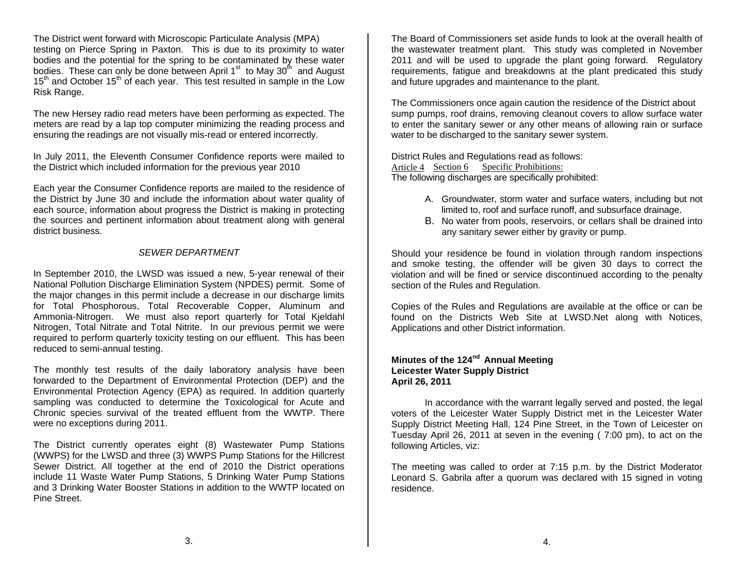The District went forward with Microscopic Particulate Analysis (MPA) testing on Pierce Spring in Paxton. This is due to its proximity to water bodies and the potential for the spring to be contaminated by these water bodies. These can only be done between April 1st to May 30th and August 15th and October 15th of each year. This test resulted in sample in the Low Risk Range.

The new Hersey radio read meters have been performing as expected. The meters are read by a lap top computer minimizing the reading process and ensuring the readings are not visually mis-read or entered incorrectly.

In July 2011, the Eleventh Consumer Confidence reports were mailed to the District which included information for the previous year 2010

Each year the Consumer Confidence reports are mailed to the residence of the District by June 30 and include the information about water quality of each source, information about progress the District is making in protecting the sources and pertinent information about treatment along with general district business.

*SEWER DEPARTMENT*

In September 2010, the LWSD was issued a new, 5-year renewal of their National Pollution Discharge Elimination System (NPDES) permit. Some of the major changes in this permit include a decrease in our discharge limits for Total Phosphorous, Total Recoverable Copper, Aluminum and Ammonia-Nitrogen. We must also report quarterly for Total Kjeldahl Nitrogen, Total Nitrate and Total Nitrite. In our previous permit we were required to perform quarterly toxicity testing on our effluent. This has been reduced to semi-annual testing.

The monthly test results of the daily laboratory analysis have been forwarded to the Department of Environmental Protection (DEP) and the Environmental Protection Agency (EPA) as required. In addition quarterly sampling was conducted to determine the Toxicological for Acute and Chronic species survival of the treated effluent from the WWTP. There were no exceptions during 2011.

The District currently operates eight (8) Wastewater Pump Stations (WWPS) for the LWSD and three (3) WWPS Pump Stations for the Hillcrest Sewer District. All together at the end of 2010 the District operations include 11 Waste Water Pump Stations, 5 Drinking Water Pump Stations and 3 Drinking Water Booster Stations in addition to the WWTP located on Pine Street.

The Board of Commissioners set aside funds to look at the overall health of the wastewater treatment plant. This study was completed in November 2011 and will be used to upgrade the plant going forward. Regulatory requirements, fatigue and breakdowns at the plant predicated this study and future upgrades and maintenance to the plant.

The Commissioners once again caution the residence of the District about sump pumps, roof drains, removing cleanout covers to allow surface water to enter the sanitary sewer or any other means of allowing rain or surface water to be discharged to the sanitary sewer system.

District Rules and Regulations read as follows:
Article 4 Section 6 Specific Prohibitions:
The following discharges are specifically prohibited:

A. Groundwater, storm water and surface waters, including but not limited to, roof and surface runoff, and subsurface drainage.
B. No water from pools, reservoirs, or cellars shall be drained into any sanitary sewer either by gravity or pump.

Should your residence be found in violation through random inspections and smoke testing, the offender will be given 30 days to correct the violation and will be fined or service discontinued according to the penalty section of the Rules and Regulation.

Copies of the Rules and Regulations are available at the office or can be found on the Districts Web Site at LWSD.Net along with Notices, Applications and other District information.

**Minutes of the 124nd Annual Meeting**
**Leicester Water Supply District**
**April 26, 2011**

In accordance with the warrant legally served and posted, the legal voters of the Leicester Water Supply District met in the Leicester Water Supply District Meeting Hall, 124 Pine Street, in the Town of Leicester on Tuesday April 26, 2011 at seven in the evening ( 7:00 pm), to act on the following Articles, viz:

The meeting was called to order at 7:15 p.m. by the District Moderator Leonard S. Gabrila after a quorum was declared with 15 signed in voting residence.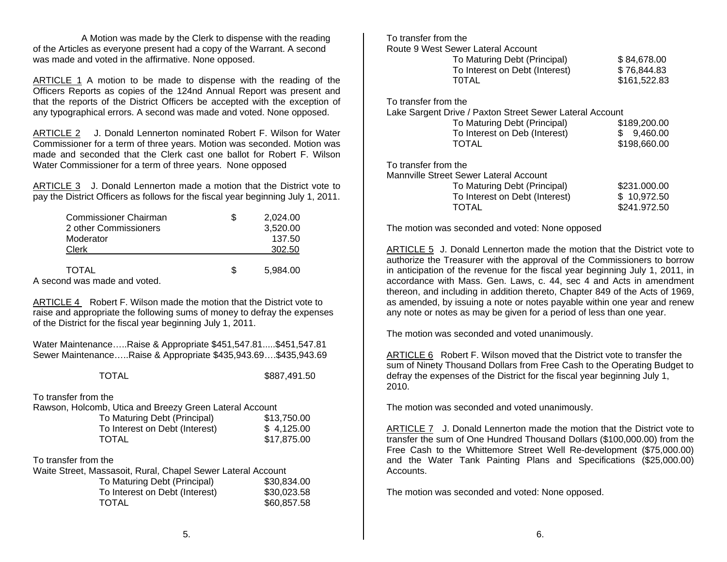A Motion was made by the Clerk to dispense with the reading of the Articles as everyone present had a copy of the Warrant. A second was made and voted in the affirmative. None opposed.

ARTICLE 1 A motion to be made to dispense with the reading of the Officers Reports as copies of the 124nd Annual Report was present and that the reports of the District Officers be accepted with the exception of any typographical errors. A second was made and voted. None opposed.

ARTICLE 2 J. Donald Lennerton nominated Robert F. Wilson for Water Commissioner for a term of three years. Motion was seconded. Motion was made and seconded that the Clerk cast one ballot for Robert F. Wilson Water Commissioner for a term of three years. None opposed

ARTICLE 3 J. Donald Lennerton made a motion that the District vote to pay the District Officers as follows for the fiscal year beginning July 1, 2011.

| | | |
|---|---|---|
| Commissioner Chairman | $ | 2,024.00 |
| 2 other Commissioners | | 3,520.00 |
| Moderator | | 137.50 |
| Clerk | | 302.50 |
| TOTAL | $ | 5,984.00 |

A second was made and voted.

ARTICLE 4 Robert F. Wilson made the motion that the District vote to raise and appropriate the following sums of money to defray the expenses of the District for the fiscal year beginning July 1, 2011.

Water Maintenance…..Raise & Appropriate $451,547.81.....$451,547.81
Sewer Maintenance…..Raise & Appropriate $435,943.69….$435,943.69

| | |
|---|---|
| TOTAL | $887,491.50 |

To transfer from the
Rawson, Holcomb, Utica and Breezy Green Lateral Account

| | |
|---|---|
| To Maturing Debt (Principal) | $13,750.00 |
| To Interest on Debt (Interest) | $ 4,125.00 |
| TOTAL | $17,875.00 |

To transfer from the
Waite Street, Massasoit, Rural, Chapel Sewer Lateral Account

| | |
|---|---|
| To Maturing Debt (Principal) | $30,834.00 |
| To Interest on Debt (Interest) | $30,023.58 |
| TOTAL | $60,857.58 |

To transfer from the
Route 9 West Sewer Lateral Account

| | |
|---|---|
| To Maturing Debt (Principal) | $ 84,678.00 |
| To Interest on Debt (Interest) | $ 76,844.83 |
| T0TAL | $161,522.83 |

To transfer from the
Lake Sargent Drive / Paxton Street Sewer Lateral Account

| | |
|---|---|
| To Maturing Debt (Principal) | $189,200.00 |
| To Interest on Deb (Interest) | $ 9,460.00 |
| TOTAL | $198,660.00 |

To transfer from the
Mannville Street Sewer Lateral Account

| | |
|---|---|
| To Maturing Debt (Principal) | $231.000.00 |
| To Interest on Debt (Interest) | $ 10,972.50 |
| TOTAL | $241.972.50 |

The motion was seconded and voted: None opposed

ARTICLE 5 J. Donald Lennerton made the motion that the District vote to authorize the Treasurer with the approval of the Commissioners to borrow in anticipation of the revenue for the fiscal year beginning July 1, 2011, in accordance with Mass. Gen. Laws, c. 44, sec 4 and Acts in amendment thereon, and including in addition thereto, Chapter 849 of the Acts of 1969, as amended, by issuing a note or notes payable within one year and renew any note or notes as may be given for a period of less than one year.

The motion was seconded and voted unanimously.

ARTICLE 6 Robert F. Wilson moved that the District vote to transfer the sum of Ninety Thousand Dollars from Free Cash to the Operating Budget to defray the expenses of the District for the fiscal year beginning July 1, 2010.

The motion was seconded and voted unanimously.

ARTICLE 7 J. Donald Lennerton made the motion that the District vote to transfer the sum of One Hundred Thousand Dollars ($100,000.00) from the Free Cash to the Whittemore Street Well Re-development ($75,000.00) and the Water Tank Painting Plans and Specifications ($25,000.00) Accounts.

The motion was seconded and voted: None opposed.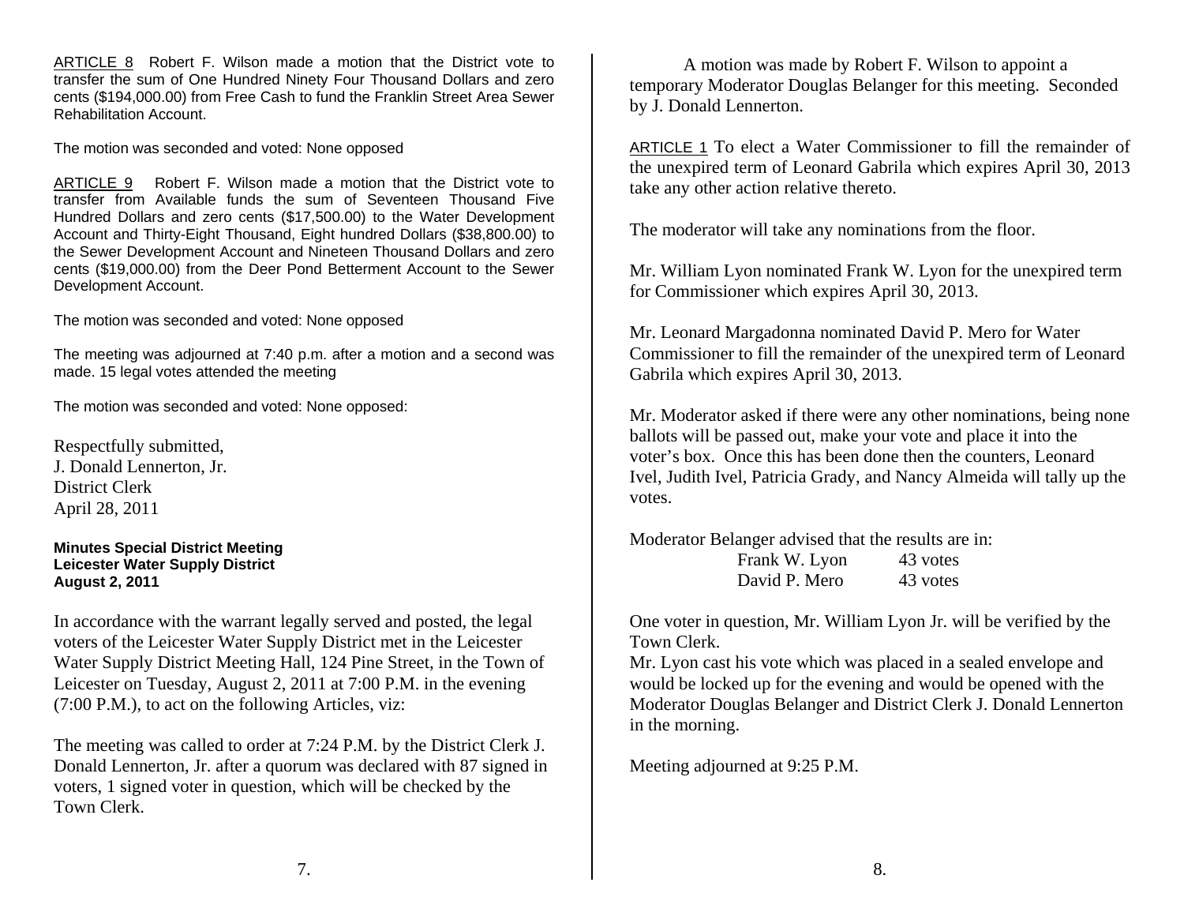ARTICLE 8 Robert F. Wilson made a motion that the District vote to transfer the sum of One Hundred Ninety Four Thousand Dollars and zero cents ($194,000.00) from Free Cash to fund the Franklin Street Area Sewer Rehabilitation Account.

The motion was seconded and voted: None opposed

ARTICLE 9 Robert F. Wilson made a motion that the District vote to transfer from Available funds the sum of Seventeen Thousand Five Hundred Dollars and zero cents ($17,500.00) to the Water Development Account and Thirty-Eight Thousand, Eight hundred Dollars ($38,800.00) to the Sewer Development Account and Nineteen Thousand Dollars and zero cents ($19,000.00) from the Deer Pond Betterment Account to the Sewer Development Account.

The motion was seconded and voted: None opposed

The meeting was adjourned at 7:40 p.m. after a motion and a second was made. 15 legal votes attended the meeting

The motion was seconded and voted: None opposed:

Respectfully submitted,
J. Donald Lennerton, Jr.
District Clerk
April 28, 2011

**Minutes Special District Meeting**
**Leicester Water Supply District**
**August 2, 2011**

In accordance with the warrant legally served and posted, the legal voters of the Leicester Water Supply District met in the Leicester Water Supply District Meeting Hall, 124 Pine Street, in the Town of Leicester on Tuesday, August 2, 2011 at 7:00 P.M. in the evening (7:00 P.M.), to act on the following Articles, viz:

The meeting was called to order at 7:24 P.M. by the District Clerk J. Donald Lennerton, Jr. after a quorum was declared with 87 signed in voters, 1 signed voter in question, which will be checked by the Town Clerk.

A motion was made by Robert F. Wilson to appoint a temporary Moderator Douglas Belanger for this meeting. Seconded by J. Donald Lennerton.

ARTICLE 1 To elect a Water Commissioner to fill the remainder of the unexpired term of Leonard Gabrila which expires April 30, 2013 take any other action relative thereto.

The moderator will take any nominations from the floor.

Mr. William Lyon nominated Frank W. Lyon for the unexpired term for Commissioner which expires April 30, 2013.

Mr. Leonard Margadonna nominated David P. Mero for Water Commissioner to fill the remainder of the unexpired term of Leonard Gabrila which expires April 30, 2013.

Mr. Moderator asked if there were any other nominations, being none ballots will be passed out, make your vote and place it into the voter's box. Once this has been done then the counters, Leonard Ivel, Judith Ivel, Patricia Grady, and Nancy Almeida will tally up the votes.

Moderator Belanger advised that the results are in:

| | |
|---|---|
| Frank W. Lyon | 43 votes |
| David P. Mero | 43 votes |

One voter in question, Mr. William Lyon Jr. will be verified by the Town Clerk.
Mr. Lyon cast his vote which was placed in a sealed envelope and would be locked up for the evening and would be opened with the Moderator Douglas Belanger and District Clerk J. Donald Lennerton in the morning.

Meeting adjourned at 9:25 P.M.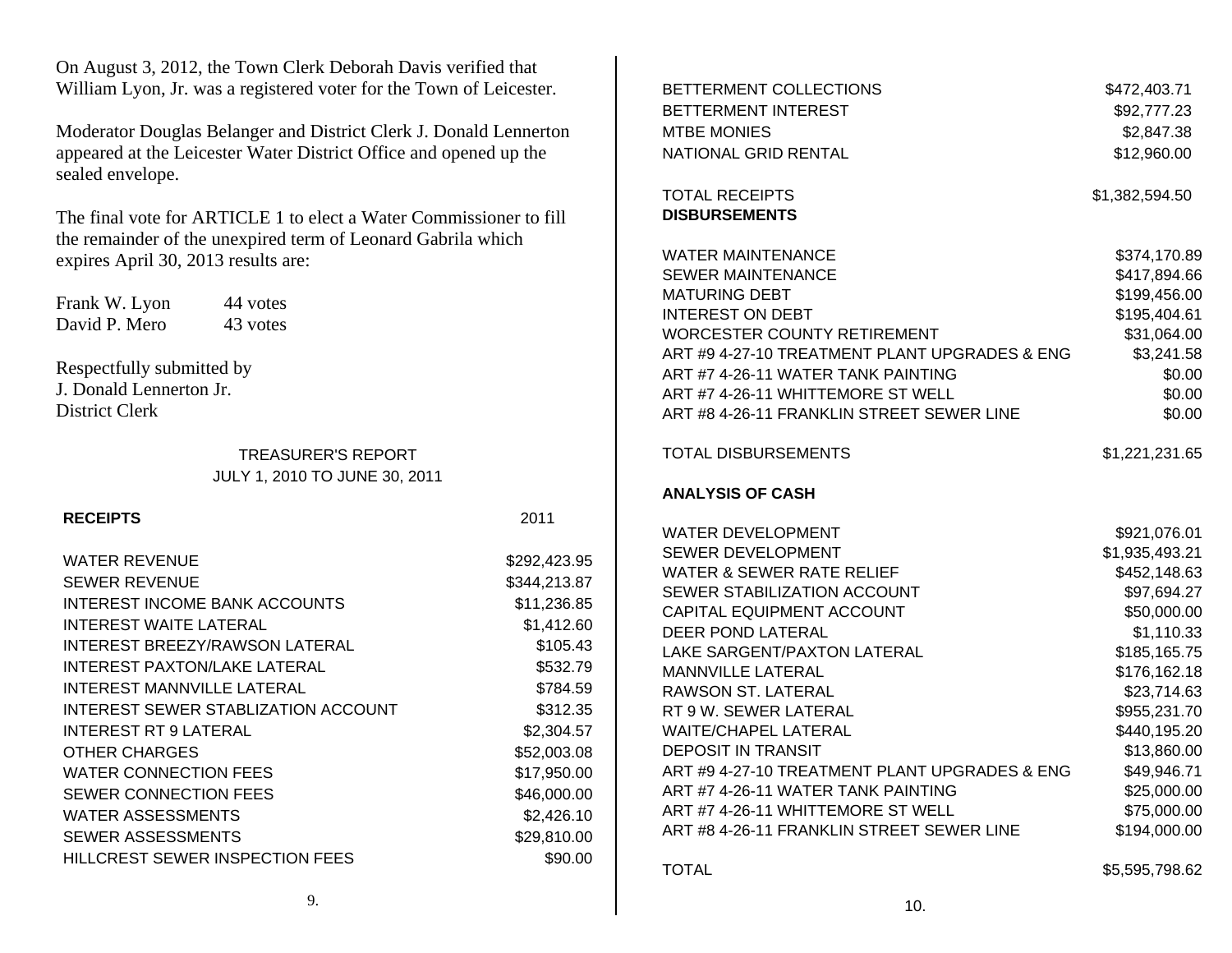On August 3, 2012, the Town Clerk Deborah Davis verified that William Lyon, Jr. was a registered voter for the Town of Leicester.

Moderator Douglas Belanger and District Clerk J. Donald Lennerton appeared at the Leicester Water District Office and opened up the sealed envelope.

The final vote for ARTICLE 1 to elect a Water Commissioner to fill the remainder of the unexpired term of Leonard Gabrila which expires April 30, 2013 results are:

| | |
|---|---|
| Frank W. Lyon | 44 votes |
| David P. Mero | 43 votes |

Respectfully submitted by
J. Donald Lennerton Jr.
District Clerk

## TREASURER'S REPORT
## JULY 1, 2010 TO JUNE 30, 2011

| **RECEIPTS** | 2011 |
|---|---|
| WATER REVENUE | $292,423.95 |
| SEWER REVENUE | $344,213.87 |
| INTEREST INCOME BANK ACCOUNTS | $11,236.85 |
| INTEREST WAITE LATERAL | $1,412.60 |
| INTEREST BREEZY/RAWSON LATERAL | $105.43 |
| INTEREST PAXTON/LAKE LATERAL | $532.79 |
| INTEREST MANNVILLE LATERAL | $784.59 |
| INTEREST SEWER STABLIZATION ACCOUNT | $312.35 |
| INTEREST RT 9 LATERAL | $2,304.57 |
| OTHER CHARGES | $52,003.08 |
| WATER CONNECTION FEES | $17,950.00 |
| SEWER CONNECTION FEES | $46,000.00 |
| WATER ASSESSMENTS | $2,426.10 |
| SEWER ASSESSMENTS | $29,810.00 |
| HILLCREST SEWER INSPECTION FEES | $90.00 |
| BETTERMENT COLLECTIONS | $472,403.71 |
| BETTERMENT INTEREST | $92,777.23 |
| MTBE MONIES | $2,847.38 |
| NATIONAL GRID RENTAL | $12,960.00 |
| TOTAL RECEIPTS | $1,382,594.50 |

| **DISBURSEMENTS** | |
|---|---|
| WATER MAINTENANCE | $374,170.89 |
| SEWER MAINTENANCE | $417,894.66 |
| MATURING DEBT | $199,456.00 |
| INTEREST ON DEBT | $195,404.61 |
| WORCESTER COUNTY RETIREMENT | $31,064.00 |
| ART #9 4-27-10 TREATMENT PLANT UPGRADES & ENG | $3,241.58 |
| ART #7 4-26-11 WATER TANK PAINTING | $0.00 |
| ART #7 4-26-11 WHITTEMORE ST WELL | $0.00 |
| ART #8 4-26-11 FRANKLIN STREET SEWER LINE | $0.00 |
| TOTAL DISBURSEMENTS | $1,221,231.65 |

| **ANALYSIS OF CASH** | |
|---|---|
| WATER DEVELOPMENT | $921,076.01 |
| SEWER DEVELOPMENT | $1,935,493.21 |
| WATER & SEWER RATE RELIEF | $452,148.63 |
| SEWER STABILIZATION ACCOUNT | $97,694.27 |
| CAPITAL EQUIPMENT ACCOUNT | $50,000.00 |
| DEER POND LATERAL | $1,110.33 |
| LAKE SARGENT/PAXTON LATERAL | $185,165.75 |
| MANNVILLE LATERAL | $176,162.18 |
| RAWSON ST. LATERAL | $23,714.63 |
| RT 9 W. SEWER LATERAL | $955,231.70 |
| WAITE/CHAPEL LATERAL | $440,195.20 |
| DEPOSIT IN TRANSIT | $13,860.00 |
| ART #9 4-27-10 TREATMENT PLANT UPGRADES & ENG | $49,946.71 |
| ART #7 4-26-11 WATER TANK PAINTING | $25,000.00 |
| ART #7 4-26-11 WHITTEMORE ST WELL | $75,000.00 |
| ART #8 4-26-11 FRANKLIN STREET SEWER LINE | $194,000.00 |
| TOTAL | $5,595,798.62 |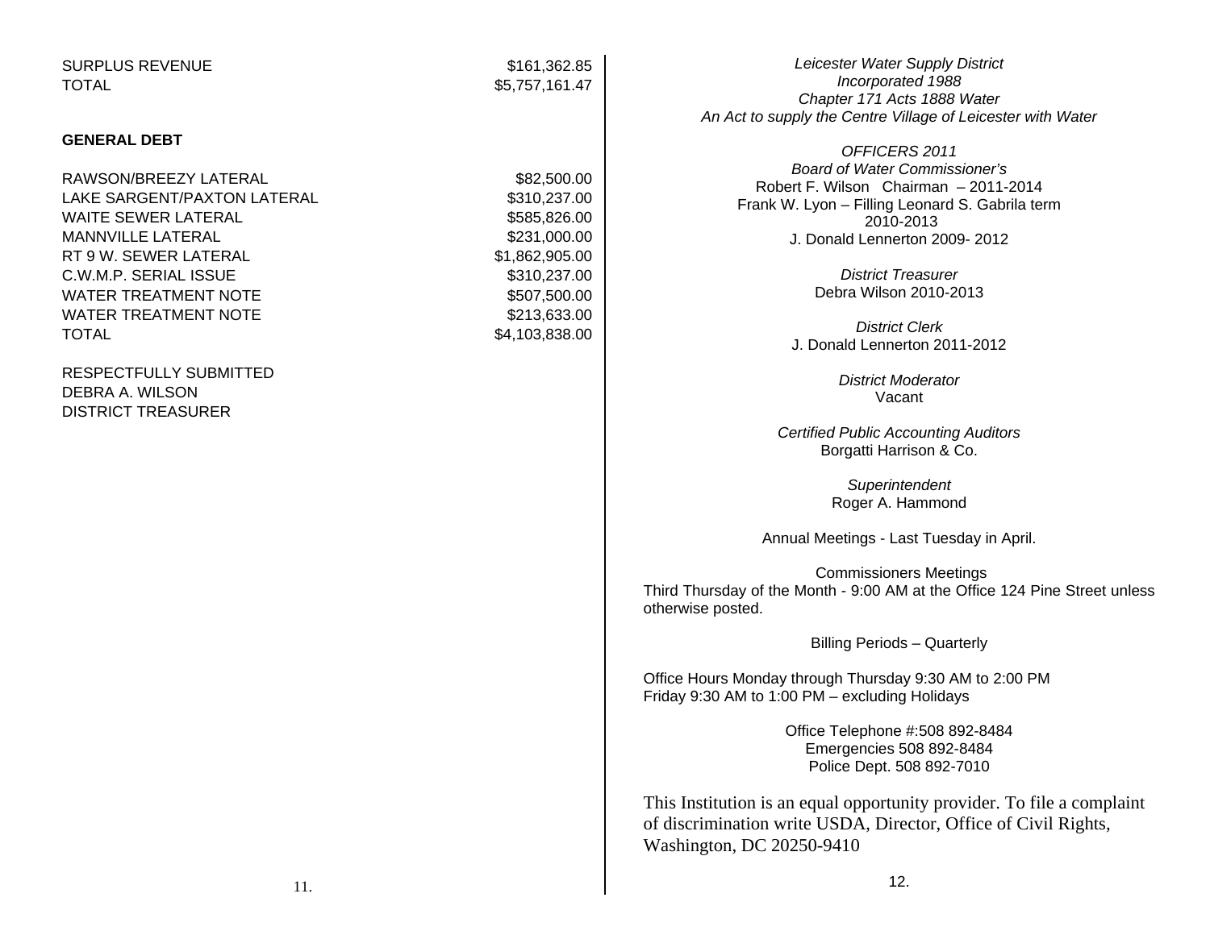| | |
|---|---|
| SURPLUS REVENUE | $161,362.85 |
| TOTAL | $5,757,161.47 |

**GENERAL DEBT**

| | |
|---|---|
| RAWSON/BREEZY LATERAL | $82,500.00 |
| LAKE SARGENT/PAXTON LATERAL | $310,237.00 |
| WAITE SEWER LATERAL | $585,826.00 |
| MANNVILLE LATERAL | $231,000.00 |
| RT 9 W. SEWER LATERAL | $1,862,905.00 |
| C.W.M.P. SERIAL ISSUE | $310,237.00 |
| WATER TREATMENT NOTE | $507,500.00 |
| WATER TREATMENT NOTE | $213,633.00 |
| TOTAL | $4,103,838.00 |

RESPECTFULLY SUBMITTED
DEBRA A. WILSON
DISTRICT TREASURER

*Leicester Water Supply District*
*Incorporated 1988*
*Chapter 171 Acts 1888 Water*
*An Act to supply the Centre Village of Leicester with Water*

*OFFICERS 2011*
*Board of Water Commissioner's*
Robert F. Wilson Chairman – 2011-2014
Frank W. Lyon – Filling Leonard S. Gabrila term 2010-2013
J. Donald Lennerton 2009- 2012

*District Treasurer*
Debra Wilson 2010-2013

*District Clerk*
J. Donald Lennerton 2011-2012

*District Moderator*
Vacant

*Certified Public Accounting Auditors*
Borgatti Harrison & Co.

*Superintendent*
Roger A. Hammond

Annual Meetings - Last Tuesday in April.

Commissioners Meetings
Third Thursday of the Month - 9:00 AM at the Office 124 Pine Street unless otherwise posted.

Billing Periods – Quarterly

Office Hours Monday through Thursday 9:30 AM to 2:00 PM
Friday 9:30 AM to 1:00 PM – excluding Holidays

Office Telephone #:508 892-8484
Emergencies 508 892-8484
Police Dept. 508 892-7010

This Institution is an equal opportunity provider. To file a complaint of discrimination write USDA, Director, Office of Civil Rights, Washington, DC 20250-9410